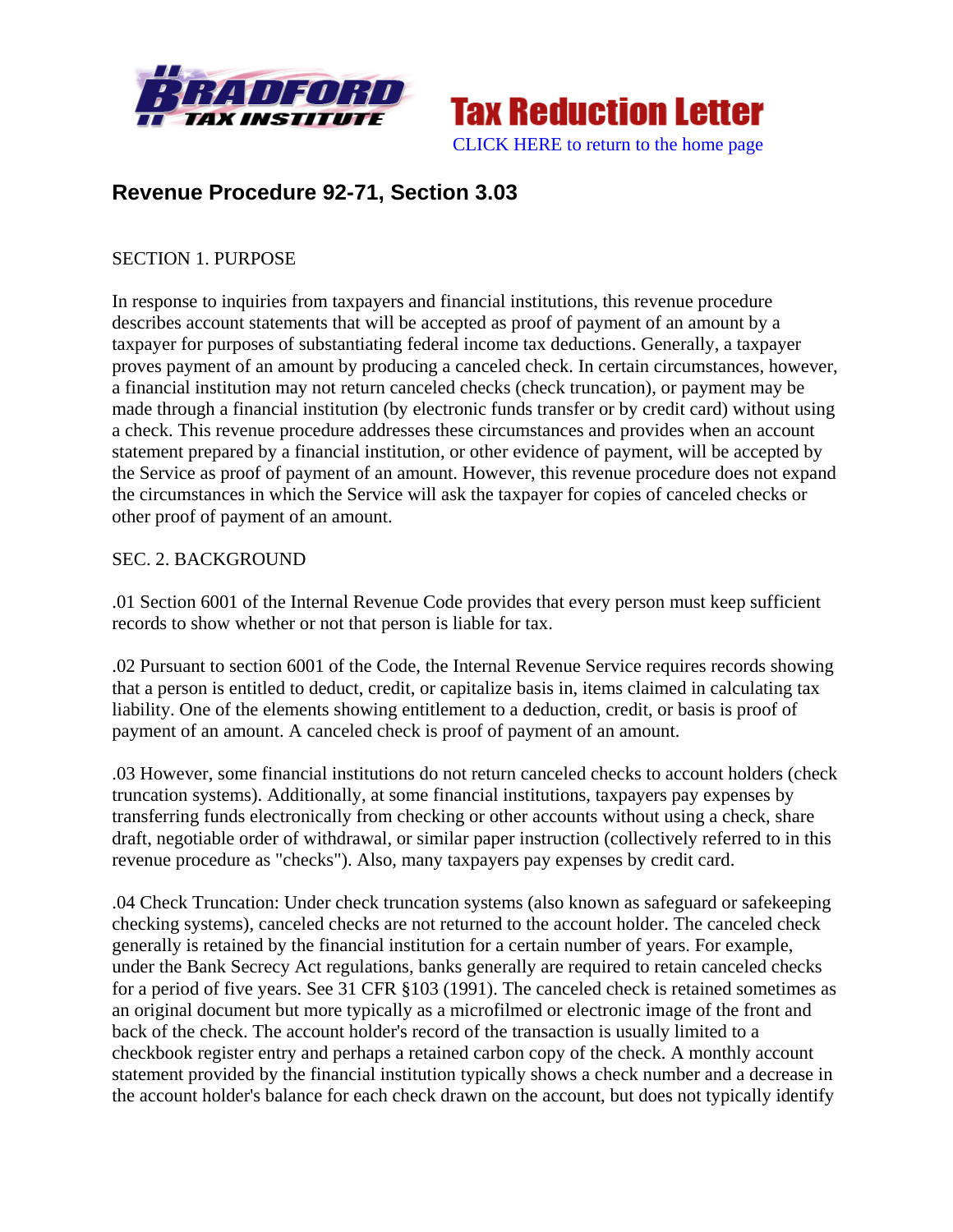**Tax Reduction Letter**

CLICK HERE to return to the home page

## Revenue Procedure 92-71, Section 3.03

SECTION 1. PURPOSE

In response to inquiries from taxpayers and financial institutions, this revenue procedure describes account statements that will be accepted as proof of payment of an amount by a taxpayer for purposes of substantiating federal income tax deductions. Generally, a taxpayer proves payment of an amount by producing a canceled check. In certain circumstances, however, a financial institution may not return canceled checks (check truncation), or payment may be made through a financial institution (by electronic funds transfer or by credit card) without using a check. This revenue procedure addresses these circumstances and provides when an account statement prepared by a financial institution, or other evidence of payment, will be accepted by the Service as proof of payment of an amount. However, this revenue procedure does not expand the circumstances in which the Service will ask the taxpayer for copies of canceled checks or other proof of payment of an amount.

SEC. 2. BACKGROUND

.01 Section 6001 of the Internal Revenue Code provides that every person must keep sufficient records to show whether or not that person is liable for tax.

.02 Pursuant to section 6001 of the Code, the Internal Revenue Service requires records showing that a person is entitled to deduct, credit, or capitalize basis in, items claimed in calculating tax liability. One of the elements showing entitlement to a deduction, credit, or basis is proof of payment of an amount. A canceled check is proof of payment of an amount.

.03 However, some financial institutions do not return canceled checks to account holders (check truncation systems). Additionally, at some financial institutions, taxpayers pay expenses by transferring funds electronically from checking or other accounts without using a check, share draft, negotiable order of withdrawal, or similar paper instruction (collectively referred to in this revenue procedure as "checks"). Also, many taxpayers pay expenses by credit card.

.04 Check Truncation: Under check truncation systems (also known as safeguard or safekeeping checking systems), canceled checks are not returned to the account holder. The canceled check generally is retained by the financial institution for a certain number of years. For example, under the Bank Secrecy Act regulations, banks generally are required to retain canceled checks for a period of five years. See 31 CFR §103 (1991). The canceled check is retained sometimes as an original document but more typically as a microfilmed or electronic image of the front and back of the check. The account holder's record of the transaction is usually limited to a checkbook register entry and perhaps a retained carbon copy of the check. A monthly account statement provided by the financial institution typically shows a check number and a decrease in the account holder's balance for each check drawn on the account, but does not typically identify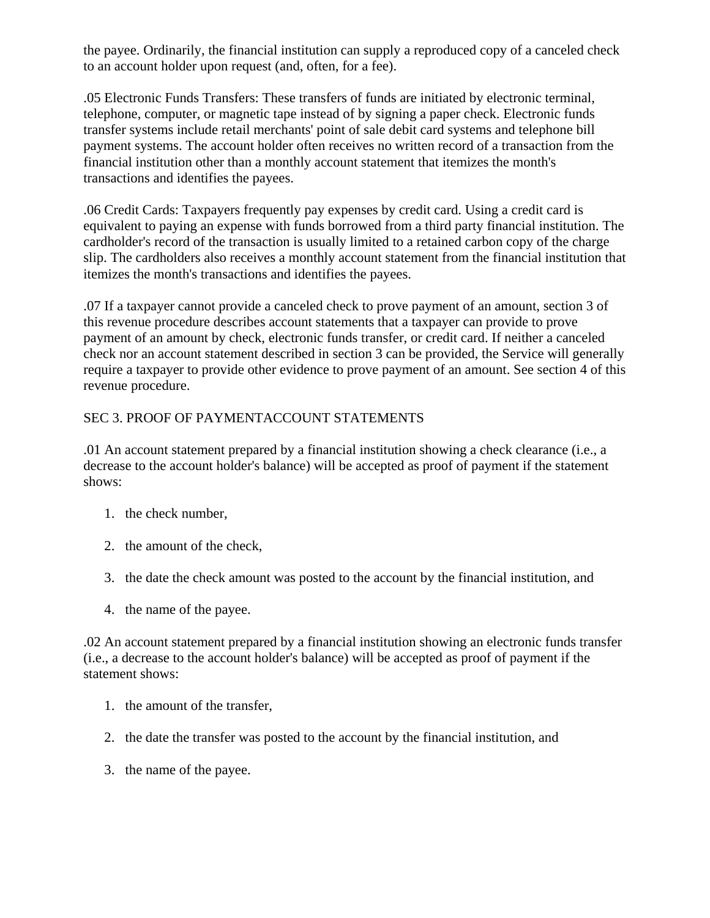the payee. Ordinarily, the financial institution can supply a reproduced copy of a canceled check to an account holder upon request (and, often, for a fee).

.05 Electronic Funds Transfers: These transfers of funds are initiated by electronic terminal, telephone, computer, or magnetic tape instead of by signing a paper check. Electronic funds transfer systems include retail merchants' point of sale debit card systems and telephone bill payment systems. The account holder often receives no written record of a transaction from the financial institution other than a monthly account statement that itemizes the month's transactions and identifies the payees.

.06 Credit Cards: Taxpayers frequently pay expenses by credit card. Using a credit card is equivalent to paying an expense with funds borrowed from a third party financial institution. The cardholder's record of the transaction is usually limited to a retained carbon copy of the charge slip. The cardholders also receives a monthly account statement from the financial institution that itemizes the month's transactions and identifies the payees.

.07 If a taxpayer cannot provide a canceled check to prove payment of an amount, section 3 of this revenue procedure describes account statements that a taxpayer can provide to prove payment of an amount by check, electronic funds transfer, or credit card. If neither a canceled check nor an account statement described in section 3 can be provided, the Service will generally require a taxpayer to provide other evidence to prove payment of an amount. See section 4 of this revenue procedure.

SEC 3. PROOF OF PAYMENTACCOUNT STATEMENTS

.01 An account statement prepared by a financial institution showing a check clearance (i.e., a decrease to the account holder's balance) will be accepted as proof of payment if the statement shows:

1. the check number,
2. the amount of the check,
3. the date the check amount was posted to the account by the financial institution, and
4. the name of the payee.

.02 An account statement prepared by a financial institution showing an electronic funds transfer (i.e., a decrease to the account holder's balance) will be accepted as proof of payment if the statement shows:

1. the amount of the transfer,
2. the date the transfer was posted to the account by the financial institution, and
3. the name of the payee.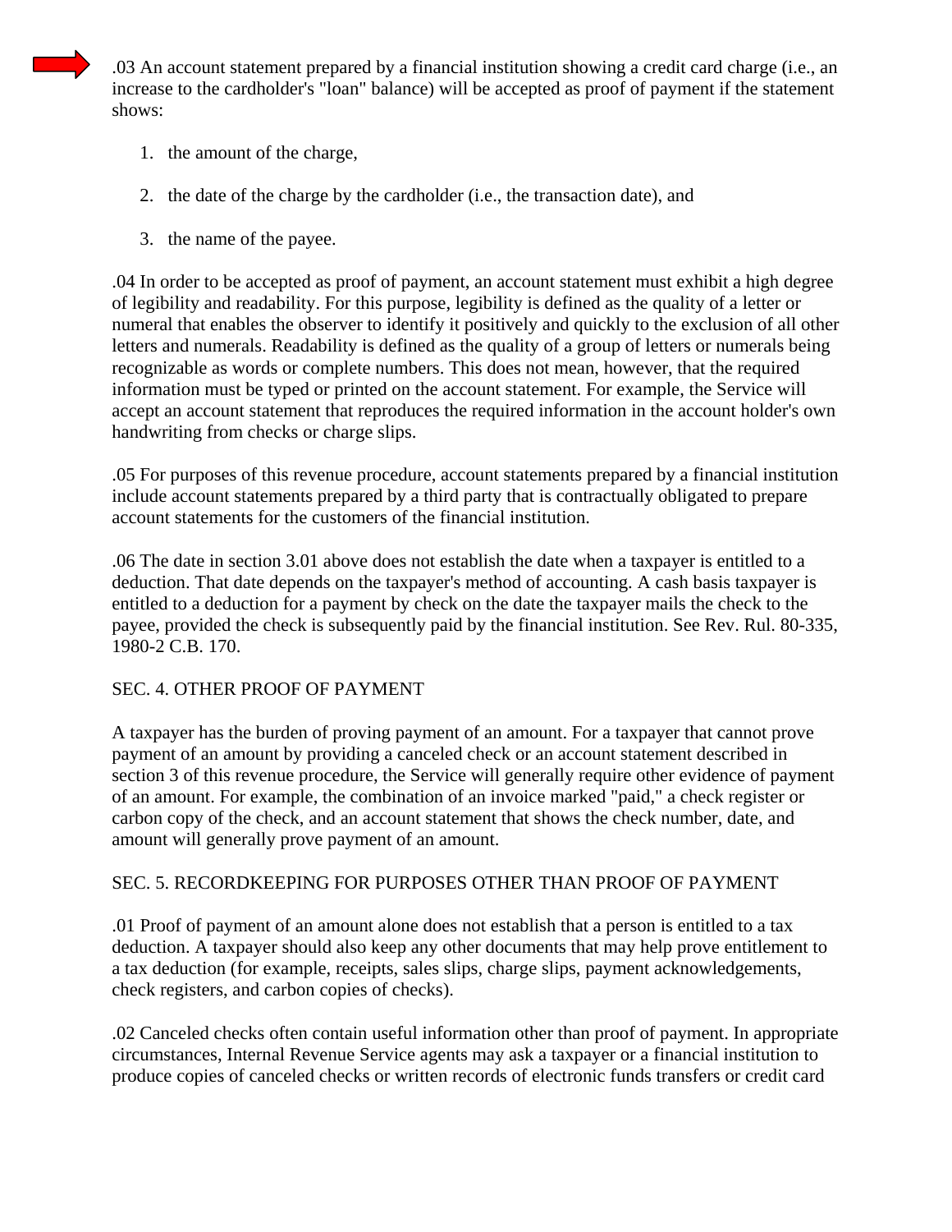.03 An account statement prepared by a financial institution showing a credit card charge (i.e., an increase to the cardholder's "loan" balance) will be accepted as proof of payment if the statement shows:

1. the amount of the charge,
2. the date of the charge by the cardholder (i.e., the transaction date), and
3. the name of the payee.

.04 In order to be accepted as proof of payment, an account statement must exhibit a high degree of legibility and readability. For this purpose, legibility is defined as the quality of a letter or numeral that enables the observer to identify it positively and quickly to the exclusion of all other letters and numerals. Readability is defined as the quality of a group of letters or numerals being recognizable as words or complete numbers. This does not mean, however, that the required information must be typed or printed on the account statement. For example, the Service will accept an account statement that reproduces the required information in the account holder's own handwriting from checks or charge slips.

.05 For purposes of this revenue procedure, account statements prepared by a financial institution include account statements prepared by a third party that is contractually obligated to prepare account statements for the customers of the financial institution.

.06 The date in section 3.01 above does not establish the date when a taxpayer is entitled to a deduction. That date depends on the taxpayer's method of accounting. A cash basis taxpayer is entitled to a deduction for a payment by check on the date the taxpayer mails the check to the payee, provided the check is subsequently paid by the financial institution. See Rev. Rul. 80-335, 1980-2 C.B. 170.

SEC. 4. OTHER PROOF OF PAYMENT

A taxpayer has the burden of proving payment of an amount. For a taxpayer that cannot prove payment of an amount by providing a canceled check or an account statement described in section 3 of this revenue procedure, the Service will generally require other evidence of payment of an amount. For example, the combination of an invoice marked "paid," a check register or carbon copy of the check, and an account statement that shows the check number, date, and amount will generally prove payment of an amount.

SEC. 5. RECORDKEEPING FOR PURPOSES OTHER THAN PROOF OF PAYMENT

.01 Proof of payment of an amount alone does not establish that a person is entitled to a tax deduction. A taxpayer should also keep any other documents that may help prove entitlement to a tax deduction (for example, receipts, sales slips, charge slips, payment acknowledgements, check registers, and carbon copies of checks).

.02 Canceled checks often contain useful information other than proof of payment. In appropriate circumstances, Internal Revenue Service agents may ask a taxpayer or a financial institution to produce copies of canceled checks or written records of electronic funds transfers or credit card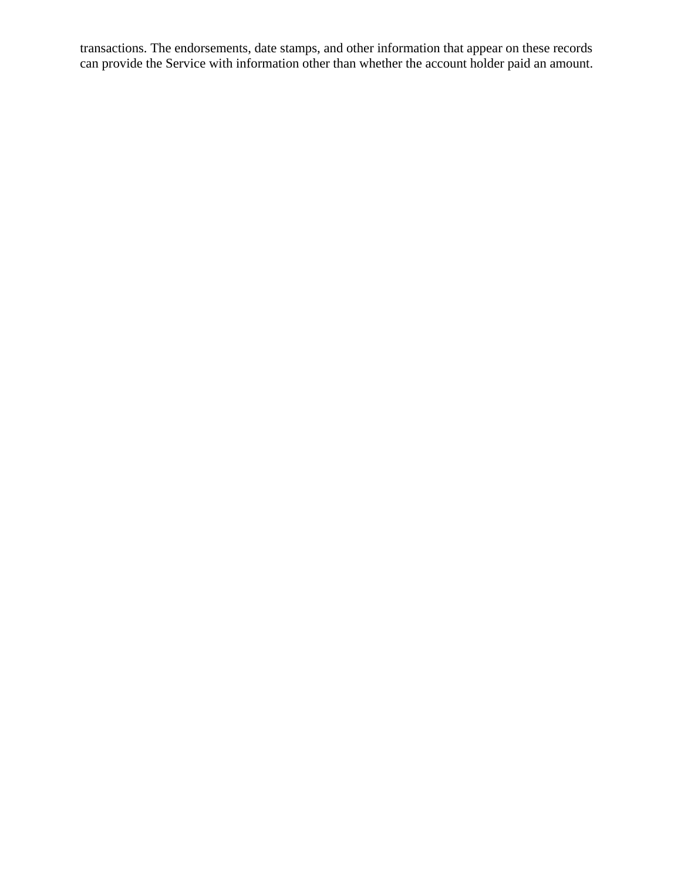transactions. The endorsements, date stamps, and other information that appear on these records can provide the Service with information other than whether the account holder paid an amount.